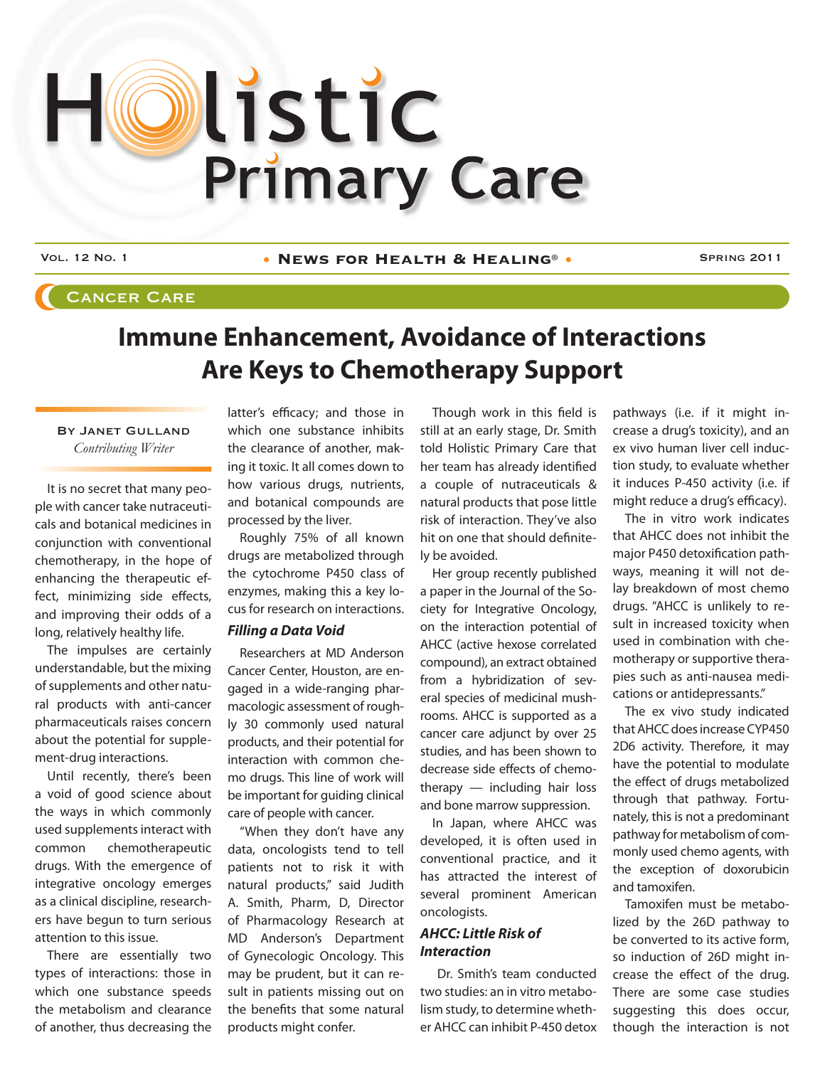# Holistic Primary Care

Vol. 12 No. 1 • News for Health & Healing® • Spring 2011

## Cancer Care

# Immune Enhancement, Avoidance of Interactions Are Keys to Chemotherapy Support

By Janet Gulland
*Contributing Writer*

It is no secret that many people with cancer take nutraceuticals and botanical medicines in conjunction with conventional chemotherapy, in the hope of enhancing the therapeutic effect, minimizing side effects, and improving their odds of a long, relatively healthy life.

The impulses are certainly understandable, but the mixing of supplements and other natural products with anti-cancer pharmaceuticals raises concern about the potential for supplement-drug interactions.

Until recently, there's been a void of good science about the ways in which commonly used supplements interact with common chemotherapeutic drugs. With the emergence of integrative oncology emerges as a clinical discipline, researchers have begun to turn serious attention to this issue.

There are essentially two types of interactions: those in which one substance speeds the metabolism and clearance of another, thus decreasing the latter's efficacy; and those in which one substance inhibits the clearance of another, making it toxic. It all comes down to how various drugs, nutrients, and botanical compounds are processed by the liver.

Roughly 75% of all known drugs are metabolized through the cytochrome P450 class of enzymes, making this a key locus for research on interactions.

### *Filling a Data Void*

Researchers at MD Anderson Cancer Center, Houston, are engaged in a wide-ranging pharmacologic assessment of roughly 30 commonly used natural products, and their potential for interaction with common chemo drugs. This line of work will be important for guiding clinical care of people with cancer.

"When they don't have any data, oncologists tend to tell patients not to risk it with natural products," said Judith A. Smith, Pharm, D, Director of Pharmacology Research at MD Anderson's Department of Gynecologic Oncology. This may be prudent, but it can result in patients missing out on the benefits that some natural products might confer.

Though work in this field is still at an early stage, Dr. Smith told Holistic Primary Care that her team has already identified a couple of nutraceuticals & natural products that pose little risk of interaction. They've also hit on one that should definitely be avoided.

Her group recently published a paper in the Journal of the Society for Integrative Oncology, on the interaction potential of AHCC (active hexose correlated compound), an extract obtained from a hybridization of several species of medicinal mushrooms. AHCC is supported as a cancer care adjunct by over 25 studies, and has been shown to decrease side effects of chemotherapy — including hair loss and bone marrow suppression.

In Japan, where AHCC was developed, it is often used in conventional practice, and it has attracted the interest of several prominent American oncologists.

### *AHCC: Little Risk of Interaction*

Dr. Smith's team conducted two studies: an in vitro metabolism study, to determine whether AHCC can inhibit P-450 detox pathways (i.e. if it might increase a drug's toxicity), and an ex vivo human liver cell induction study, to evaluate whether it induces P-450 activity (i.e. if might reduce a drug's efficacy).

The in vitro work indicates that AHCC does not inhibit the major P450 detoxification pathways, meaning it will not delay breakdown of most chemo drugs. "AHCC is unlikely to result in increased toxicity when used in combination with chemotherapy or supportive therapies such as anti-nausea medications or antidepressants."

The ex vivo study indicated that AHCC does increase CYP450 2D6 activity. Therefore, it may have the potential to modulate the effect of drugs metabolized through that pathway. Fortunately, this is not a predominant pathway for metabolism of commonly used chemo agents, with the exception of doxorubicin and tamoxifen.

Tamoxifen must be metabolized by the 26D pathway to be converted to its active form, so induction of 26D might increase the effect of the drug. There are some case studies suggesting this does occur, though the interaction is not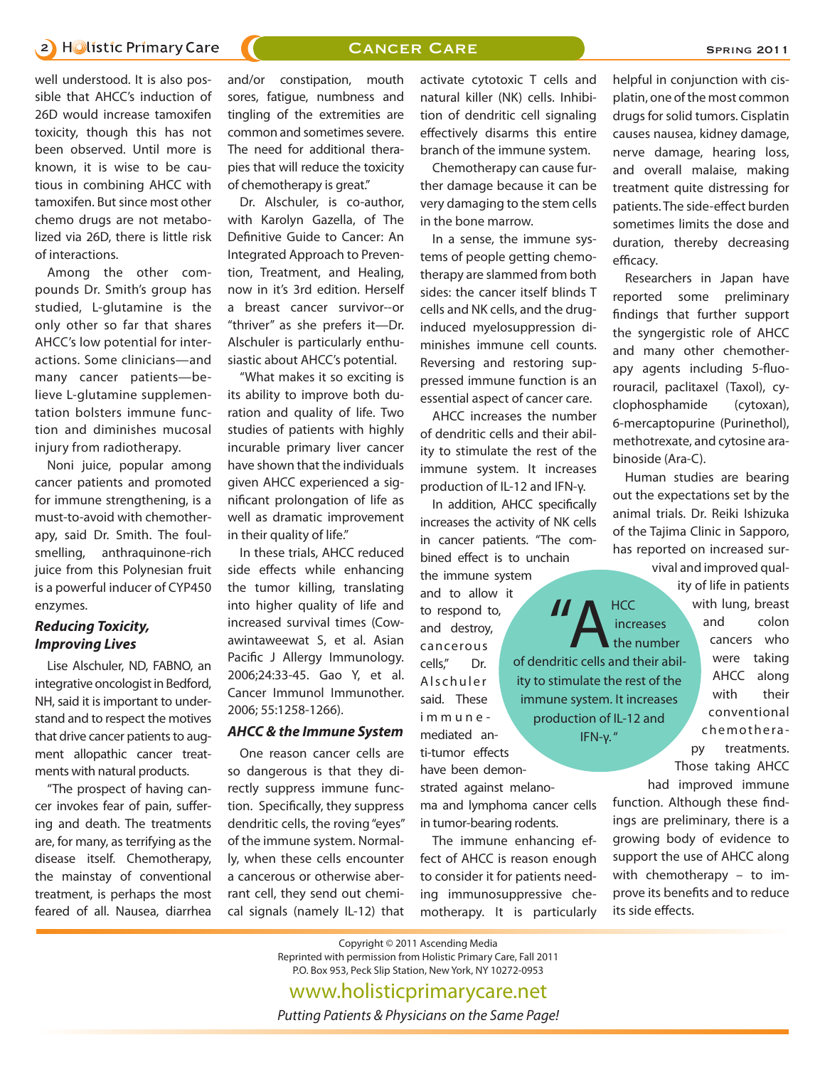well understood. It is also possible that AHCC's induction of 26D would increase tamoxifen toxicity, though this has not been observed. Until more is known, it is wise to be cautious in combining AHCC with tamoxifen. But since most other chemo drugs are not metabolized via 26D, there is little risk of interactions.

Among the other compounds Dr. Smith's group has studied, L-glutamine is the only other so far that shares AHCC's low potential for interactions. Some clinicians—and many cancer patients—believe L-glutamine supplementation bolsters immune function and diminishes mucosal injury from radiotherapy.

Noni juice, popular among cancer patients and promoted for immune strengthening, is a must-to-avoid with chemotherapy, said Dr. Smith. The foul-smelling, anthraquinone-rich juice from this Polynesian fruit is a powerful inducer of CYP450 enzymes.

### *Reducing Toxicity, Improving Lives*

Lise Alschuler, ND, FABNO, an integrative oncologist in Bedford, NH, said it is important to understand and to respect the motives that drive cancer patients to augment allopathic cancer treatments with natural products.

"The prospect of having cancer invokes fear of pain, suffering and death. The treatments are, for many, as terrifying as the disease itself. Chemotherapy, the mainstay of conventional treatment, is perhaps the most feared of all. Nausea, diarrhea and/or constipation, mouth sores, fatigue, numbness and tingling of the extremities are common and sometimes severe. The need for additional therapies that will reduce the toxicity of chemotherapy is great."

Dr. Alschuler, is co-author, with Karolyn Gazella, of The Definitive Guide to Cancer: An Integrated Approach to Prevention, Treatment, and Healing, now in it's 3rd edition. Herself a breast cancer survivor--or "thriver" as she prefers it—Dr. Alschuler is particularly enthusiastic about AHCC's potential.

"What makes it so exciting is its ability to improve both duration and quality of life. Two studies of patients with highly incurable primary liver cancer have shown that the individuals given AHCC experienced a significant prolongation of life as well as dramatic improvement in their quality of life."

In these trials, AHCC reduced side effects while enhancing the tumor killing, translating into higher quality of life and increased survival times (Cowawintaweewat S, et al. Asian Pacific J Allergy Immunology. 2006;24:33-45. Gao Y, et al. Cancer Immunol Immunother. 2006; 55:1258-1266).

### *AHCC & the Immune System*

One reason cancer cells are so dangerous is that they directly suppress immune function. Specifically, they suppress dendritic cells, the roving "eyes" of the immune system. Normally, when these cells encounter a cancerous or otherwise aberrant cell, they send out chemical signals (namely IL-12) that activate cytotoxic T cells and natural killer (NK) cells. Inhibition of dendritic cell signaling effectively disarms this entire branch of the immune system.

Chemotherapy can cause further damage because it can be very damaging to the stem cells in the bone marrow.

In a sense, the immune systems of people getting chemotherapy are slammed from both sides: the cancer itself blinds T cells and NK cells, and the drug-induced myelosuppression diminishes immune cell counts. Reversing and restoring suppressed immune function is an essential aspect of cancer care.

AHCC increases the number of dendritic cells and their ability to stimulate the rest of the immune system. It increases production of IL-12 and IFN-γ.

In addition, AHCC specifically increases the activity of NK cells in cancer patients. "The combined effect is to unchain the immune system and to allow it to respond to, and destroy, cancerous cells," Dr. Alschuler said. These immune-mediated anti-tumor effects have been demonstrated against melanoma and lymphoma cancer cells in tumor-bearing rodents.

> "AHCC increases the number of dendritic cells and their ability to stimulate the rest of the immune system. It increases production of IL-12 and IFN-γ."

The immune enhancing effect of AHCC is reason enough to consider it for patients needing immunosuppressive chemotherapy. It is particularly helpful in conjunction with cisplatin, one of the most common drugs for solid tumors. Cisplatin causes nausea, kidney damage, nerve damage, hearing loss, and overall malaise, making treatment quite distressing for patients. The side-effect burden sometimes limits the dose and duration, thereby decreasing efficacy.

Researchers in Japan have reported some preliminary findings that further support the synergistic role of AHCC and many other chemotherapy agents including 5-fluorouracil, paclitaxel (Taxol), cyclophosphamide (cytoxan), 6-mercaptopurine (Purinethol), methotrexate, and cytosine arabinoside (Ara-C).

Human studies are bearing out the expectations set by the animal trials. Dr. Reiki Ishizuka of the Tajima Clinic in Sapporo, has reported on increased survival and improved quality of life in patients with lung, breast and colon cancers who were taking AHCC along with their conventional chemotherapy treatments. Those taking AHCC had improved immune function. Although these findings are preliminary, there is a growing body of evidence to support the use of AHCC along with chemotherapy – to improve its benefits and to reduce its side effects.

Copyright © 2011 Ascending Media
Reprinted with permission from Holistic Primary Care, Fall 2011
P.O. Box 953, Peck Slip Station, New York, NY 10272-0953

www.holisticprimarycare.net

*Putting Patients & Physicians on the Same Page!*